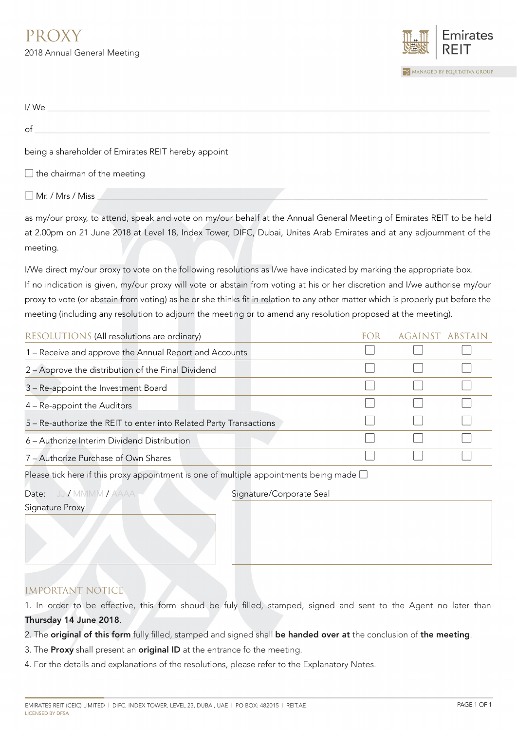# PROXY

2018 Annual General Meeting

Emirates REIT

MANAGED BY EQUITATIVA GROUP

I/ We ______________________________________________

of ______________________________________________

being a shareholder of Emirates REIT hereby appoint

☐ the chairman of the meeting

☐ Mr. / Mrs / Miss ______________________________________________

as my/our proxy, to attend, speak and vote on my/our behalf at the Annual General Meeting of Emirates REIT to be held at 2.00pm on 21 June 2018 at Level 18, Index Tower, DIFC, Dubai, Unites Arab Emirates and at any adjournment of the meeting.

I/We direct my/our proxy to vote on the following resolutions as I/we have indicated by marking the appropriate box. If no indication is given, my/our proxy will vote or abstain from voting at his or her discretion and I/we authorise my/our proxy to vote (or abstain from voting) as he or she thinks fit in relation to any other matter which is properly put before the meeting (including any resolution to adjourn the meeting or to amend any resolution proposed at the meeting).

| RESOLUTIONS (All resolutions are ordinary) | FOR | AGAINST | ABSTAIN |
|---|---|---|---|
| 1 – Receive and approve the Annual Report and Accounts | ☐ | ☐ | ☐ |
| 2 – Approve the distribution of the Final Dividend | ☐ | ☐ | ☐ |
| 3 – Re-appoint the Investment Board | ☐ | ☐ | ☐ |
| 4 – Re-appoint the Auditors | ☐ | ☐ | ☐ |
| 5 – Re-authorize the REIT to enter into Related Party Transactions | ☐ | ☐ | ☐ |
| 6 – Authorize Interim Dividend Distribution | ☐ | ☐ | ☐ |
| 7 – Authorize Purchase of Own Shares | ☐ | ☐ | ☐ |

Please tick here if this proxy appointment is one of multiple appointments being made ☐

Date: JJ / MMMM / AAAA

Signature Proxy

Signature/Corporate Seal

## IMPORTANT NOTICE

1. In order to be effective, this form shoud be fuly filled, stamped, signed and sent to the Agent no later than **Thursday 14 June 2018**.
2. The **original of this form** fully filled, stamped and signed shall **be handed over at** the conclusion of **the meeting**.
3. The **Proxy** shall present an **original ID** at the entrance fo the meeting.
4. For the details and explanations of the resolutions, please refer to the Explanatory Notes.

EMIRATES REIT (CEIC) LIMITED | DIFC, INDEX TOWER, LEVEL 23, DUBAI, UAE | PO BOX: 482015 | REIT.AE

LICENSED BY DFSA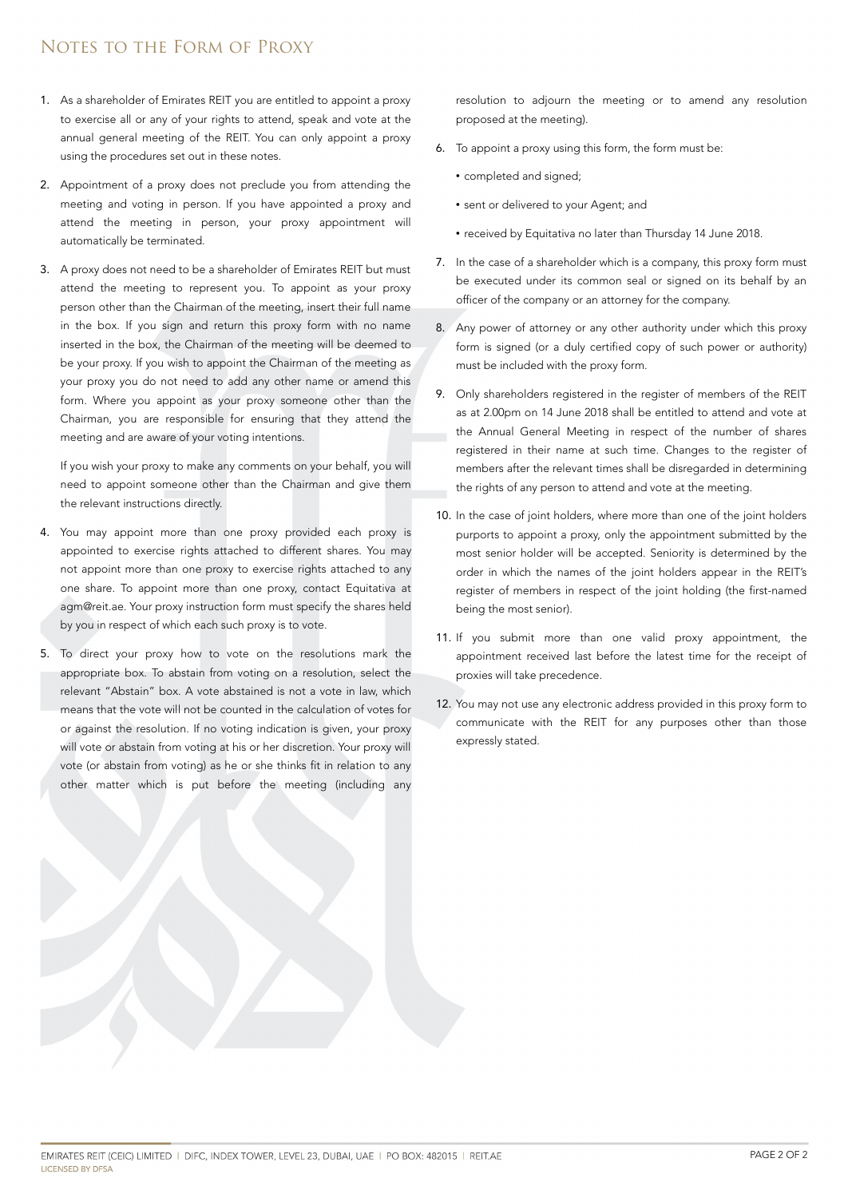# Notes to the Form of Proxy

1. As a shareholder of Emirates REIT you are entitled to appoint a proxy to exercise all or any of your rights to attend, speak and vote at the annual general meeting of the REIT. You can only appoint a proxy using the procedures set out in these notes.

2. Appointment of a proxy does not preclude you from attending the meeting and voting in person. If you have appointed a proxy and attend the meeting in person, your proxy appointment will automatically be terminated.

3. A proxy does not need to be a shareholder of Emirates REIT but must attend the meeting to represent you. To appoint as your proxy person other than the Chairman of the meeting, insert their full name in the box. If you sign and return this proxy form with no name inserted in the box, the Chairman of the meeting will be deemed to be your proxy. If you wish to appoint the Chairman of the meeting as your proxy you do not need to add any other name or amend this form. Where you appoint as your proxy someone other than the Chairman, you are responsible for ensuring that they attend the meeting and are aware of your voting intentions.

   If you wish your proxy to make any comments on your behalf, you will need to appoint someone other than the Chairman and give them the relevant instructions directly.

4. You may appoint more than one proxy provided each proxy is appointed to exercise rights attached to different shares. You may not appoint more than one proxy to exercise rights attached to any one share. To appoint more than one proxy, contact Equitativa at agm@reit.ae. Your proxy instruction form must specify the shares held by you in respect of which each such proxy is to vote.

5. To direct your proxy how to vote on the resolutions mark the appropriate box. To abstain from voting on a resolution, select the relevant "Abstain" box. A vote abstained is not a vote in law, which means that the vote will not be counted in the calculation of votes for or against the resolution. If no voting indication is given, your proxy will vote or abstain from voting at his or her discretion. Your proxy will vote (or abstain from voting) as he or she thinks fit in relation to any other matter which is put before the meeting (including any resolution to adjourn the meeting or to amend any resolution proposed at the meeting).

6. To appoint a proxy using this form, the form must be:
   - completed and signed;
   - sent or delivered to your Agent; and
   - received by Equitativa no later than Thursday 14 June 2018.

7. In the case of a shareholder which is a company, this proxy form must be executed under its common seal or signed on its behalf by an officer of the company or an attorney for the company.

8. Any power of attorney or any other authority under which this proxy form is signed (or a duly certified copy of such power or authority) must be included with the proxy form.

9. Only shareholders registered in the register of members of the REIT as at 2.00pm on 14 June 2018 shall be entitled to attend and vote at the Annual General Meeting in respect of the number of shares registered in their name at such time. Changes to the register of members after the relevant times shall be disregarded in determining the rights of any person to attend and vote at the meeting.

10. In the case of joint holders, where more than one of the joint holders purports to appoint a proxy, only the appointment submitted by the most senior holder will be accepted. Seniority is determined by the order in which the names of the joint holders appear in the REIT's register of members in respect of the joint holding (the first-named being the most senior).

11. If you submit more than one valid proxy appointment, the appointment received last before the latest time for the receipt of proxies will take precedence.

12. You may not use any electronic address provided in this proxy form to communicate with the REIT for any purposes other than those expressly stated.

EMIRATES REIT (CEIC) LIMITED | DIFC, INDEX TOWER, LEVEL 23, DUBAI, UAE | PO BOX: 482015 | REIT.AE
LICENSED BY DFSA